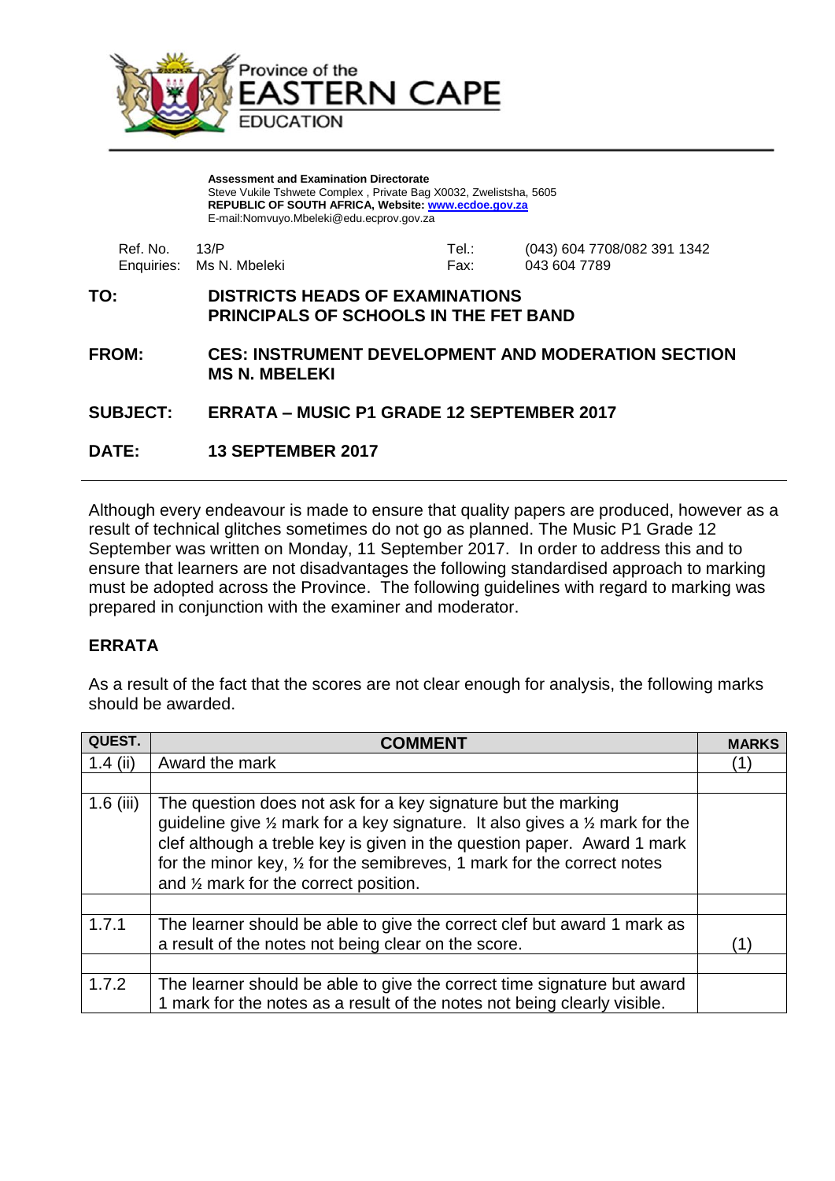Province of the
**EASTERN CAPE**
EDUCATION

**Assessment and Examination Directorate**
Steve Vukile Tshwete Complex , Private Bag X0032, Zwelistsha, 5605
**REPUBLIC OF SOUTH AFRICA, Website: www.ecdoe.gov.za**
E-mail:Nomvuyo.Mbeleki@edu.ecprov.gov.za

Ref. No. 13/P
Enquiries: Ms N. Mbeleki

Tel.: (043) 604 7708/082 391 1342
Fax: 043 604 7789

**TO:** **DISTRICTS HEADS OF EXAMINATIONS**
**PRINCIPALS OF SCHOOLS IN THE FET BAND**

**FROM:** **CES: INSTRUMENT DEVELOPMENT AND MODERATION SECTION**
**MS N. MBELEKI**

**SUBJECT:** **ERRATA – MUSIC P1 GRADE 12 SEPTEMBER 2017**

**DATE:** **13 SEPTEMBER 2017**

---

Although every endeavour is made to ensure that quality papers are produced, however as a result of technical glitches sometimes do not go as planned. The Music P1 Grade 12 September was written on Monday, 11 September 2017. In order to address this and to ensure that learners are not disadvantages the following standardised approach to marking must be adopted across the Province. The following guidelines with regard to marking was prepared in conjunction with the examiner and moderator.

## ERRATA

As a result of the fact that the scores are not clear enough for analysis, the following marks should be awarded.

| QUEST. | COMMENT | MARKS |
|---|---|---|
| 1.4 (ii) | Award the mark | (1) |
| | | |
| 1.6 (iii) | The question does not ask for a key signature but the marking guideline give ½ mark for a key signature. It also gives a ½ mark for the clef although a treble key is given in the question paper. Award 1 mark for the minor key, ½ for the semibreves, 1 mark for the correct notes and ½ mark for the correct position. | |
| | | |
| 1.7.1 | The learner should be able to give the correct clef but award 1 mark as a result of the notes not being clear on the score. | (1) |
| | | |
| 1.7.2 | The learner should be able to give the correct time signature but award 1 mark for the notes as a result of the notes not being clearly visible. | |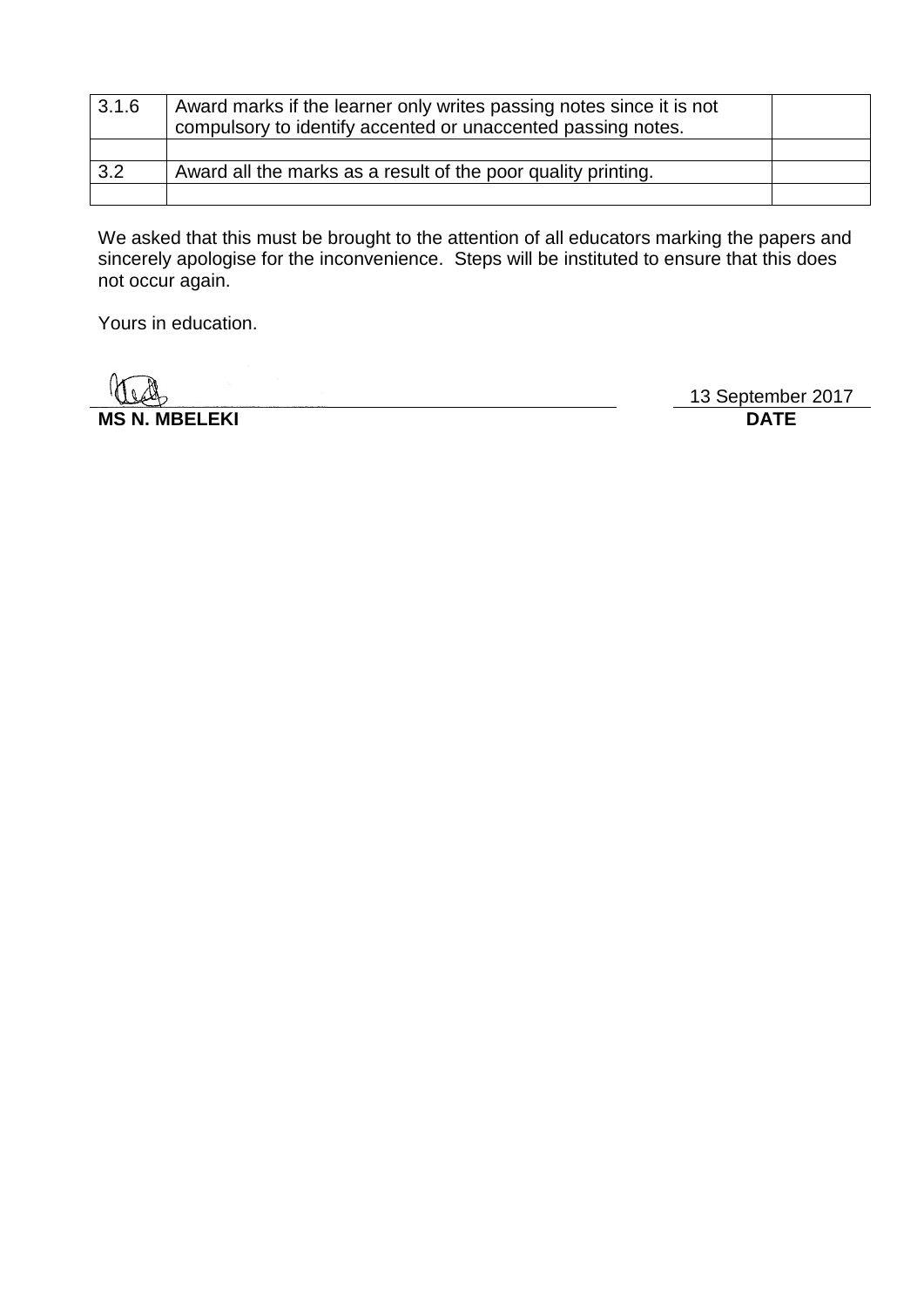| | | |
|---|---|---|
| 3.1.6 | Award marks if the learner only writes passing notes since it is not compulsory to identify accented or unaccented passing notes. | |
| | | |
| 3.2 | Award all the marks as a result of the poor quality printing. | |
| | | |

We asked that this must be brought to the attention of all educators marking the papers and sincerely apologise for the inconvenience. Steps will be instituted to ensure that this does not occur again.

Yours in education.

**MS N. MBELEKI**

13 September 2017

**DATE**